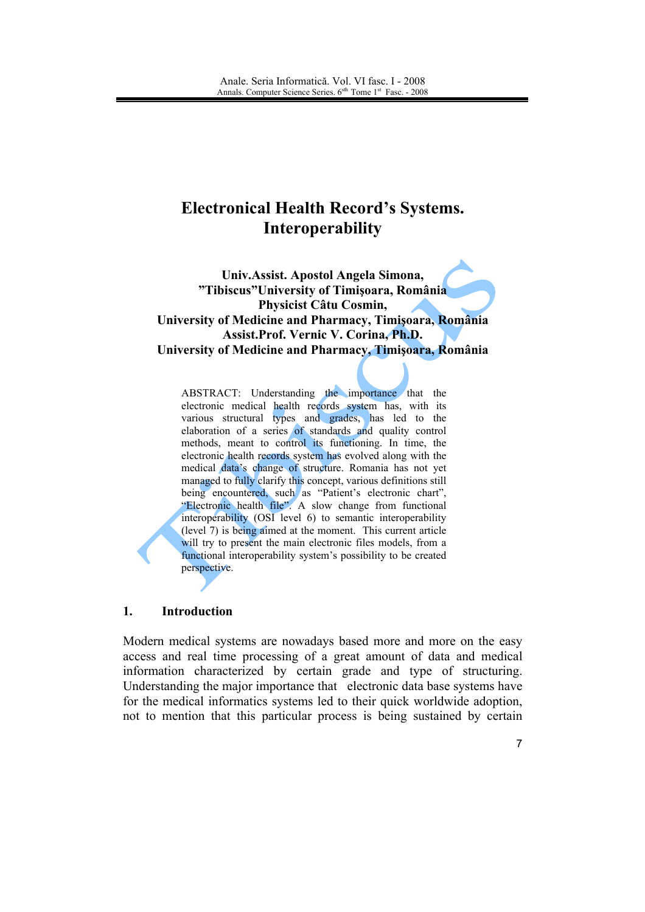# Electronical Health Record's Systems. Interoperability

**Univ.Assist. Apostol Angela Simona,**
**"Tibiscus"University of Timişoara, România**
**Physicist Câtu Cosmin,**
**University of Medicine and Pharmacy, Timişoara, România**
**Assist.Prof. Vernic V. Corina, Ph.D.**
**University of Medicine and Pharmacy, Timişoara, România**

ABSTRACT: Understanding the importance that the electronic medical health records system has, with its various structural types and grades, has led to the elaboration of a series of standards and quality control methods, meant to control its functioning. In time, the electronic health records system has evolved along with the medical data's change of structure. Romania has not yet managed to fully clarify this concept, various definitions still being encountered, such as "Patient's electronic chart", "Electronic health file". A slow change from functional interoperability (OSI level 6) to semantic interoperability (level 7) is being aimed at the moment. This current article will try to present the main electronic files models, from a functional interoperability system's possibility to be created perspective.

## 1. Introduction

Modern medical systems are nowadays based more and more on the easy access and real time processing of a great amount of data and medical information characterized by certain grade and type of structuring. Understanding the major importance that electronic data base systems have for the medical informatics systems led to their quick worldwide adoption, not to mention that this particular process is being sustained by certain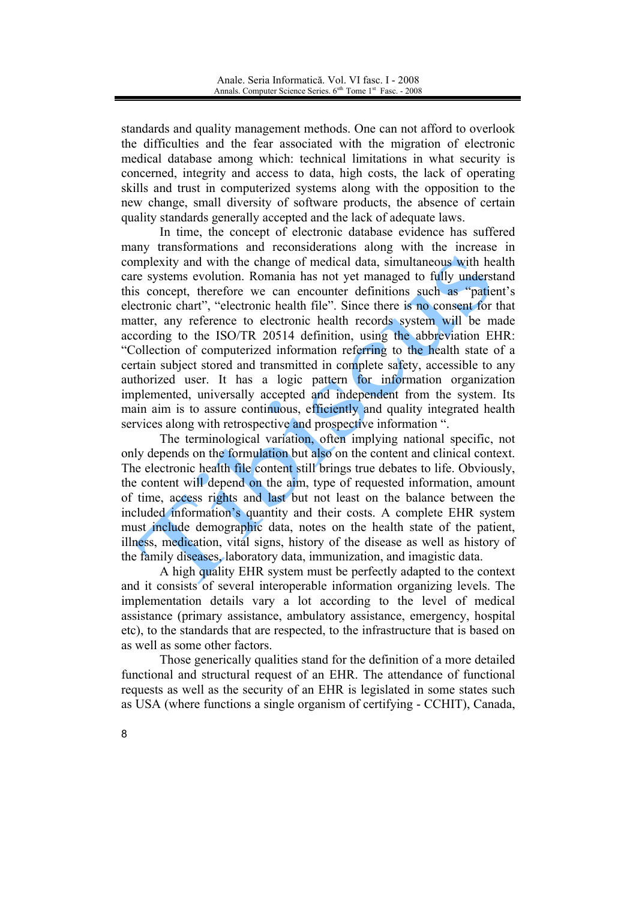standards and quality management methods. One can not afford to overlook the difficulties and the fear associated with the migration of electronic medical database among which: technical limitations in what security is concerned, integrity and access to data, high costs, the lack of operating skills and trust in computerized systems along with the opposition to the new change, small diversity of software products, the absence of certain quality standards generally accepted and the lack of adequate laws.

In time, the concept of electronic database evidence has suffered many transformations and reconsiderations along with the increase in complexity and with the change of medical data, simultaneous with health care systems evolution. Romania has not yet managed to fully understand this concept, therefore we can encounter definitions such as "patient's electronic chart", "electronic health file". Since there is no consent for that matter, any reference to electronic health records system will be made according to the ISO/TR 20514 definition, using the abbreviation EHR: "Collection of computerized information referring to the health state of a certain subject stored and transmitted in complete safety, accessible to any authorized user. It has a logic pattern for information organization implemented, universally accepted and independent from the system. Its main aim is to assure continuous, efficiently and quality integrated health services along with retrospective and prospective information ".

The terminological variation, often implying national specific, not only depends on the formulation but also on the content and clinical context. The electronic health file content still brings true debates to life. Obviously, the content will depend on the aim, type of requested information, amount of time, access rights and last but not least on the balance between the included information's quantity and their costs. A complete EHR system must include demographic data, notes on the health state of the patient, illness, medication, vital signs, history of the disease as well as history of the family diseases, laboratory data, immunization, and imagistic data.

A high quality EHR system must be perfectly adapted to the context and it consists of several interoperable information organizing levels. The implementation details vary a lot according to the level of medical assistance (primary assistance, ambulatory assistance, emergency, hospital etc), to the standards that are respected, to the infrastructure that is based on as well as some other factors.

Those generically qualities stand for the definition of a more detailed functional and structural request of an EHR. The attendance of functional requests as well as the security of an EHR is legislated in some states such as USA (where functions a single organism of certifying - CCHIT), Canada,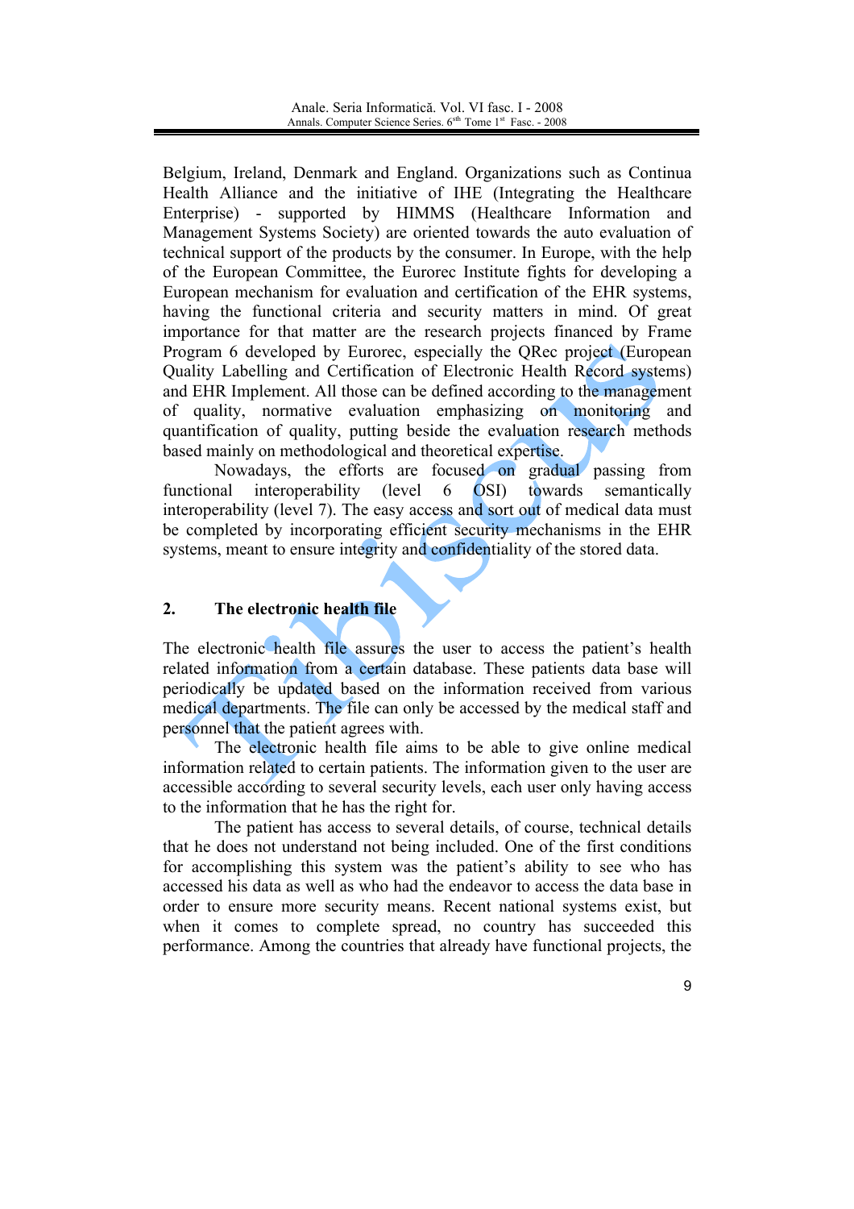Belgium, Ireland, Denmark and England. Organizations such as Continua Health Alliance and the initiative of IHE (Integrating the Healthcare Enterprise) - supported by HIMMS (Healthcare Information and Management Systems Society) are oriented towards the auto evaluation of technical support of the products by the consumer. In Europe, with the help of the European Committee, the Eurorec Institute fights for developing a European mechanism for evaluation and certification of the EHR systems, having the functional criteria and security matters in mind. Of great importance for that matter are the research projects financed by Frame Program 6 developed by Eurorec, especially the QRec project (European Quality Labelling and Certification of Electronic Health Record systems) and EHR Implement. All those can be defined according to the management of quality, normative evaluation emphasizing on monitoring and quantification of quality, putting beside the evaluation research methods based mainly on methodological and theoretical expertise.

Nowadays, the efforts are focused on gradual passing from functional interoperability (level 6 OSI) towards semantically interoperability (level 7). The easy access and sort out of medical data must be completed by incorporating efficient security mechanisms in the EHR systems, meant to ensure integrity and confidentiality of the stored data.

## 2. The electronic health file

The electronic health file assures the user to access the patient's health related information from a certain database. These patients data base will periodically be updated based on the information received from various medical departments. The file can only be accessed by the medical staff and personnel that the patient agrees with.

The electronic health file aims to be able to give online medical information related to certain patients. The information given to the user are accessible according to several security levels, each user only having access to the information that he has the right for.

The patient has access to several details, of course, technical details that he does not understand not being included. One of the first conditions for accomplishing this system was the patient's ability to see who has accessed his data as well as who had the endeavor to access the data base in order to ensure more security means. Recent national systems exist, but when it comes to complete spread, no country has succeeded this performance. Among the countries that already have functional projects, the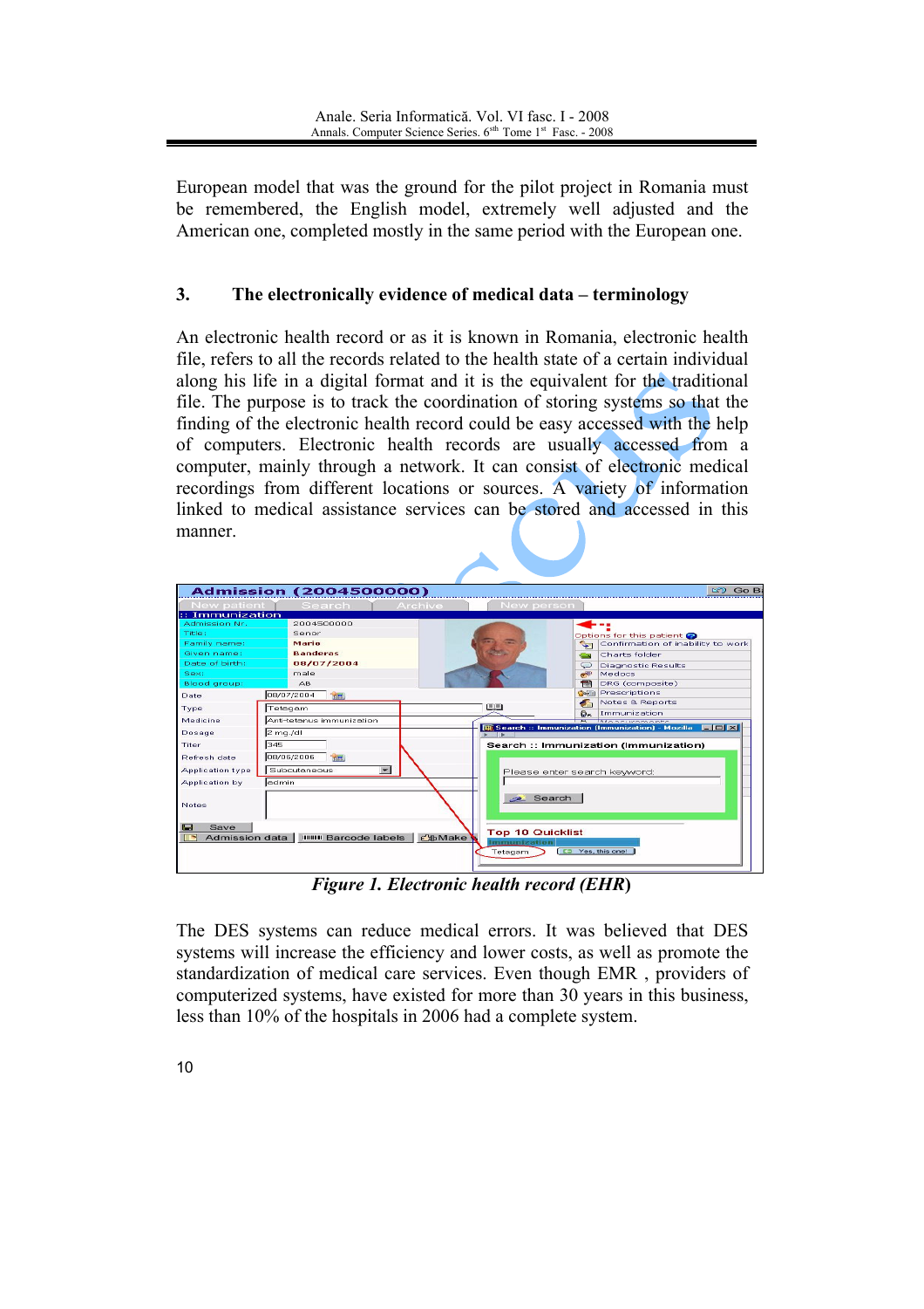European model that was the ground for the pilot project in Romania must be remembered, the English model, extremely well adjusted and the American one, completed mostly in the same period with the European one.

## 3. The electronically evidence of medical data – terminology

An electronic health record or as it is known in Romania, electronic health file, refers to all the records related to the health state of a certain individual along his life in a digital format and it is the equivalent for the traditional file. The purpose is to track the coordination of storing systems so that the finding of the electronic health record could be easy accessed with the help of computers. Electronic health records are usually accessed from a computer, mainly through a network. It can consist of electronic medical recordings from different locations or sources. A variety of information linked to medical assistance services can be stored and accessed in this manner.

***Figure 1. Electronic health record (EHR)***

The DES systems can reduce medical errors. It was believed that DES systems will increase the efficiency and lower costs, as well as promote the standardization of medical care services. Even though EMR , providers of computerized systems, have existed for more than 30 years in this business, less than 10% of the hospitals in 2006 had a complete system.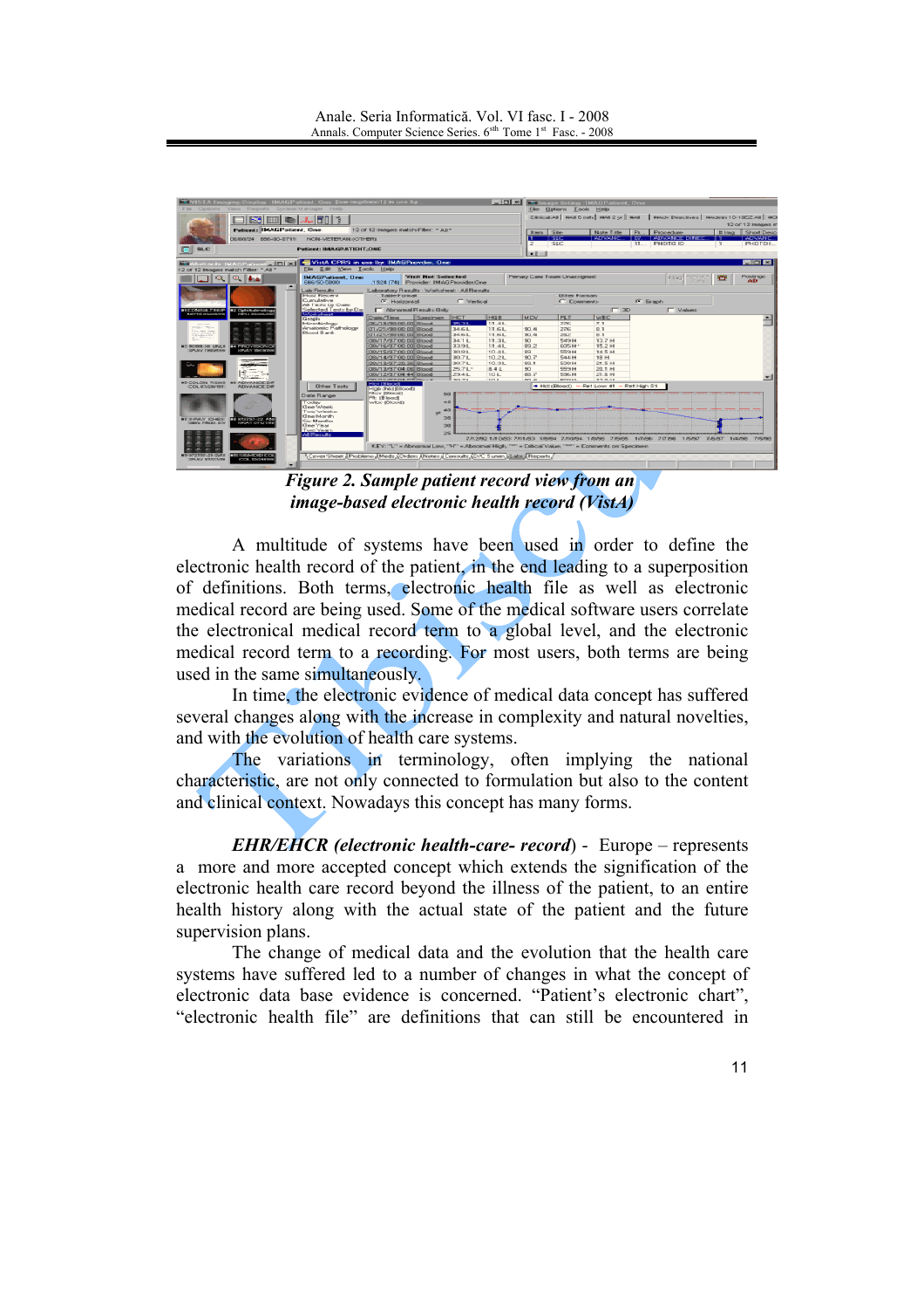*Figure 2. Sample patient record view from an image-based electronic health record (VistA)*

A multitude of systems have been used in order to define the electronic health record of the patient, in the end leading to a superposition of definitions. Both terms, electronic health file as well as electronic medical record are being used. Some of the medical software users correlate the electronical medical record term to a global level, and the electronic medical record term to a recording. For most users, both terms are being used in the same simultaneously.

In time, the electronic evidence of medical data concept has suffered several changes along with the increase in complexity and natural novelties, and with the evolution of health care systems.

The variations in terminology, often implying the national characteristic, are not only connected to formulation but also to the content and clinical context. Nowadays this concept has many forms.

***EHR/EHCR (electronic health-care- record***) - Europe – represents a more and more accepted concept which extends the signification of the electronic health care record beyond the illness of the patient, to an entire health history along with the actual state of the patient and the future supervision plans.

The change of medical data and the evolution that the health care systems have suffered led to a number of changes in what the concept of electronic data base evidence is concerned. "Patient's electronic chart", "electronic health file" are definitions that can still be encountered in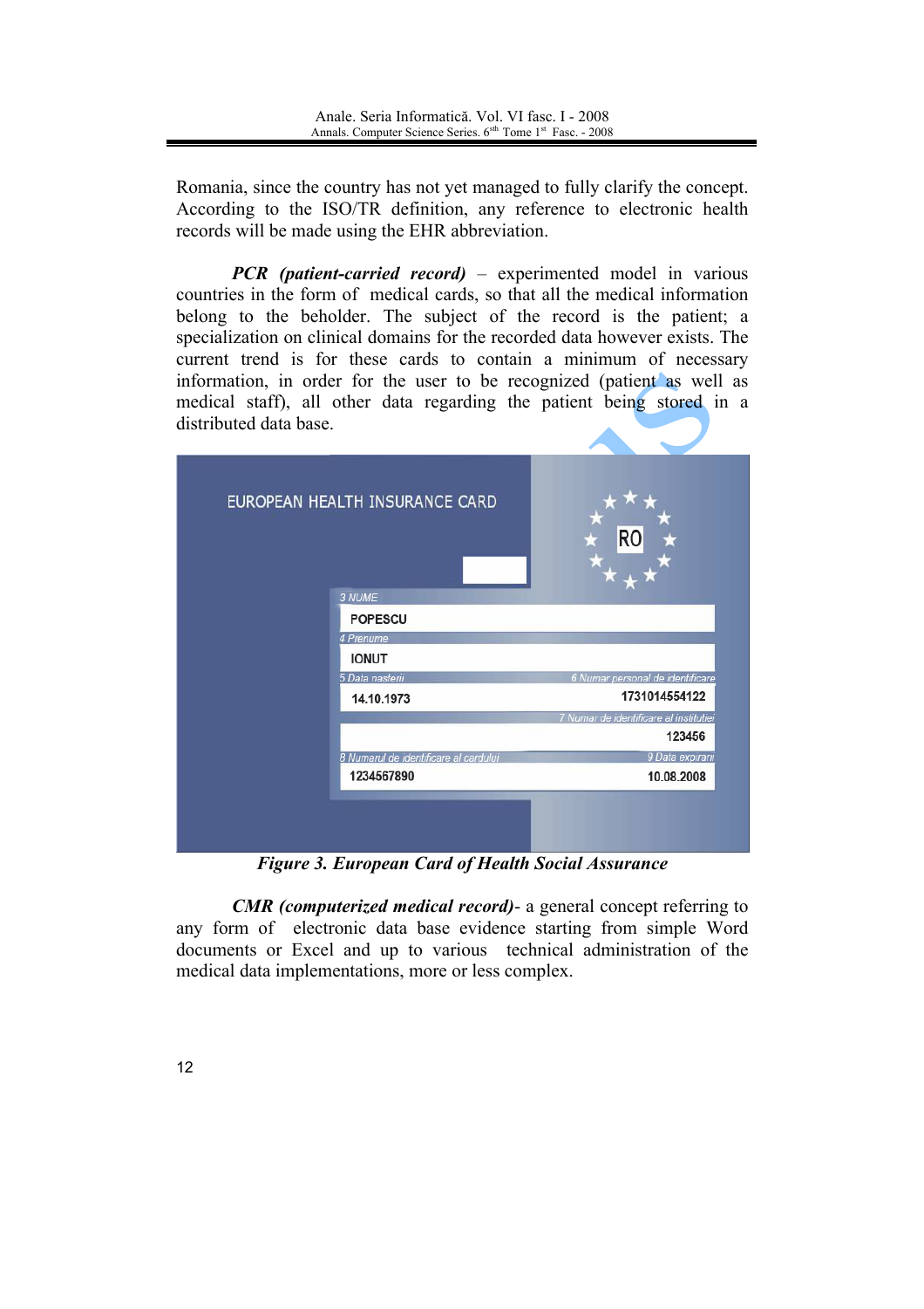Romania, since the country has not yet managed to fully clarify the concept. According to the ISO/TR definition, any reference to electronic health records will be made using the EHR abbreviation.

***PCR (patient-carried record)*** – experimented model in various countries in the form of medical cards, so that all the medical information belong to the beholder. The subject of the record is the patient; a specialization on clinical domains for the recorded data however exists. The current trend is for these cards to contain a minimum of necessary information, in order for the user to be recognized (patient as well as medical staff), all other data regarding the patient being stored in a distributed data base.

EUROPEAN HEALTH INSURANCE CARD

RO

3 NUME
POPESCU
4 Prenume
IONUT
5 Data nasterii
14.10.1973
6 Numar personal de identificare
1731014554122
7 Numar de identificare al institutiei
123456
8 Numarul de identificare al cardului
1234567890
9 Data expirarii
10.08.2008

***Figure 3. European Card of Health Social Assurance***

***CMR (computerized medical record)***- a general concept referring to any form of electronic data base evidence starting from simple Word documents or Excel and up to various technical administration of the medical data implementations, more or less complex.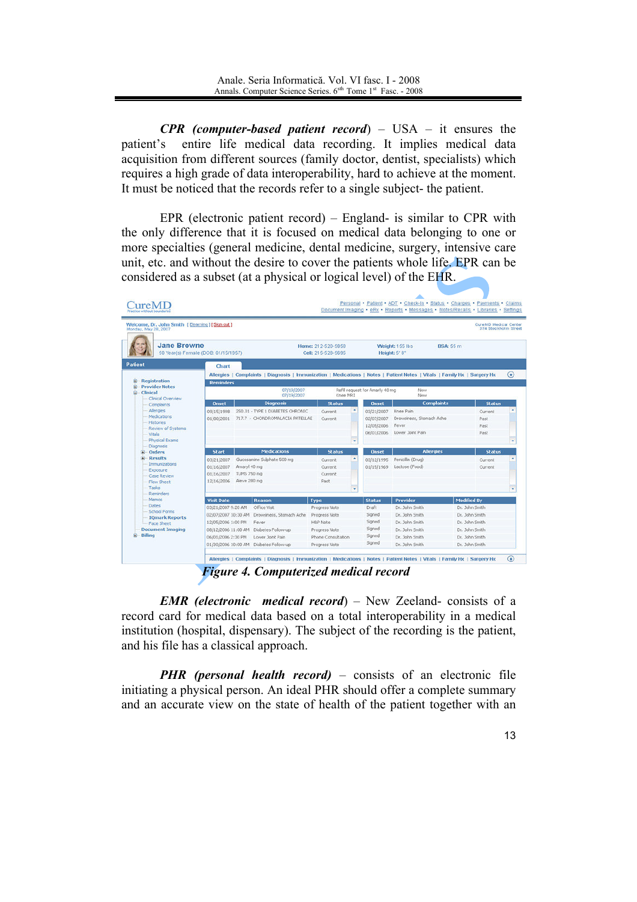***CPR (computer-based patient record)*** – USA – it ensures the patient's entire life medical data recording. It implies medical data acquisition from different sources (family doctor, dentist, specialists) which requires a high grade of data interoperability, hard to achieve at the moment. It must be noticed that the records refer to a single subject- the patient.

EPR (electronic patient record) – England- is similar to CPR with the only difference that it is focused on medical data belonging to one or more specialties (general medicine, dental medicine, surgery, intensive care unit, etc. and without the desire to cover the patients whole life. EPR can be considered as a subset (at a physical or logical level) of the EHR.

***Figure 4. Computerized medical record***

***EMR (electronic medical record)*** – New Zeeland- consists of a record card for medical data based on a total interoperability in a medical institution (hospital, dispensary). The subject of the recording is the patient, and his file has a classical approach.

***PHR (personal health record)*** – consists of an electronic file initiating a physical person. An ideal PHR should offer a complete summary and an accurate view on the state of health of the patient together with an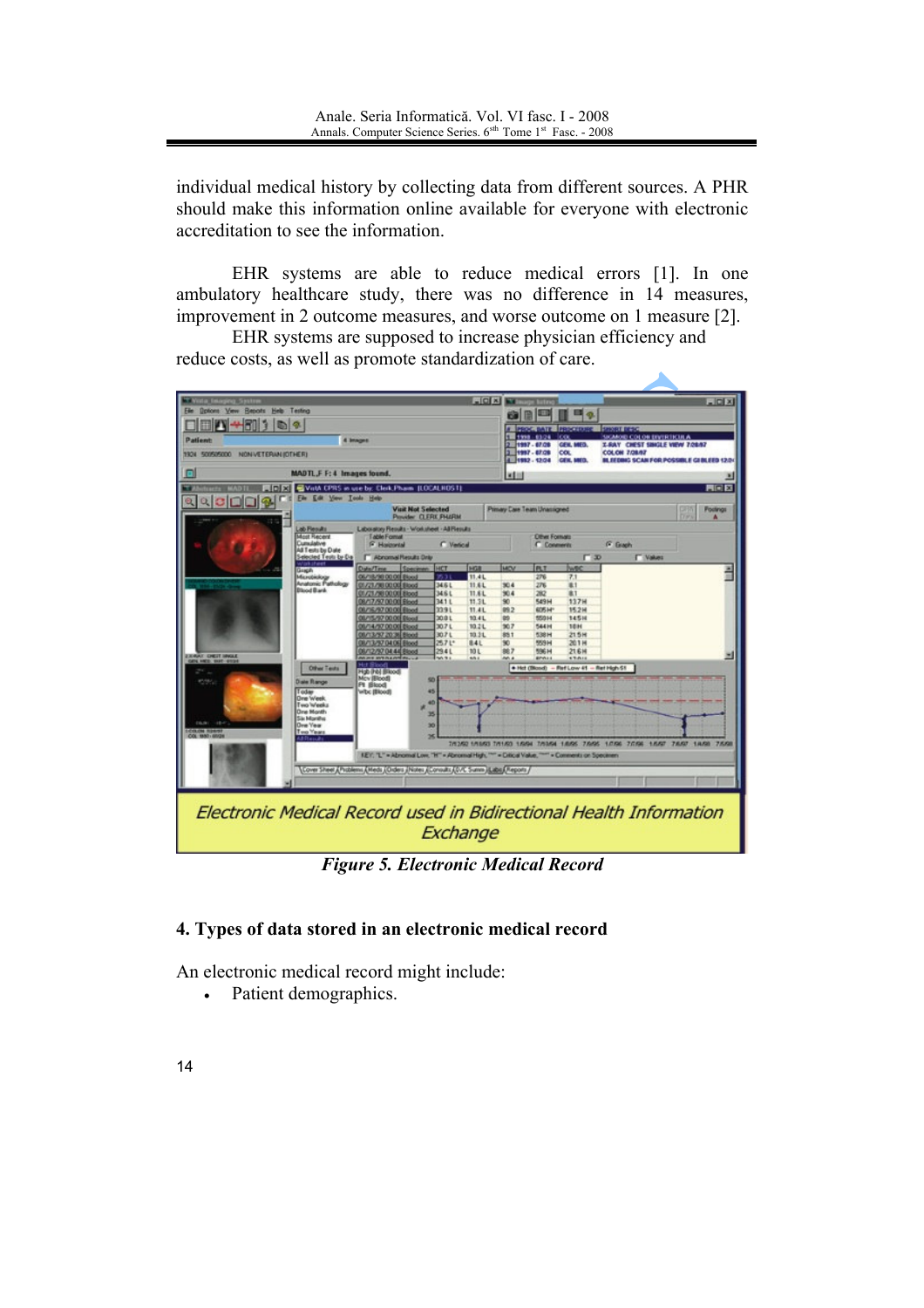individual medical history by collecting data from different sources. A PHR should make this information online available for everyone with electronic accreditation to see the information.

EHR systems are able to reduce medical errors [1]. In one ambulatory healthcare study, there was no difference in 14 measures, improvement in 2 outcome measures, and worse outcome on 1 measure [2].

EHR systems are supposed to increase physician efficiency and reduce costs, as well as promote standardization of care.

*Electronic Medical Record used in Bidirectional Health Information Exchange*

***Figure 5. Electronic Medical Record***

## 4. Types of data stored in an electronic medical record

An electronic medical record might include:

- Patient demographics.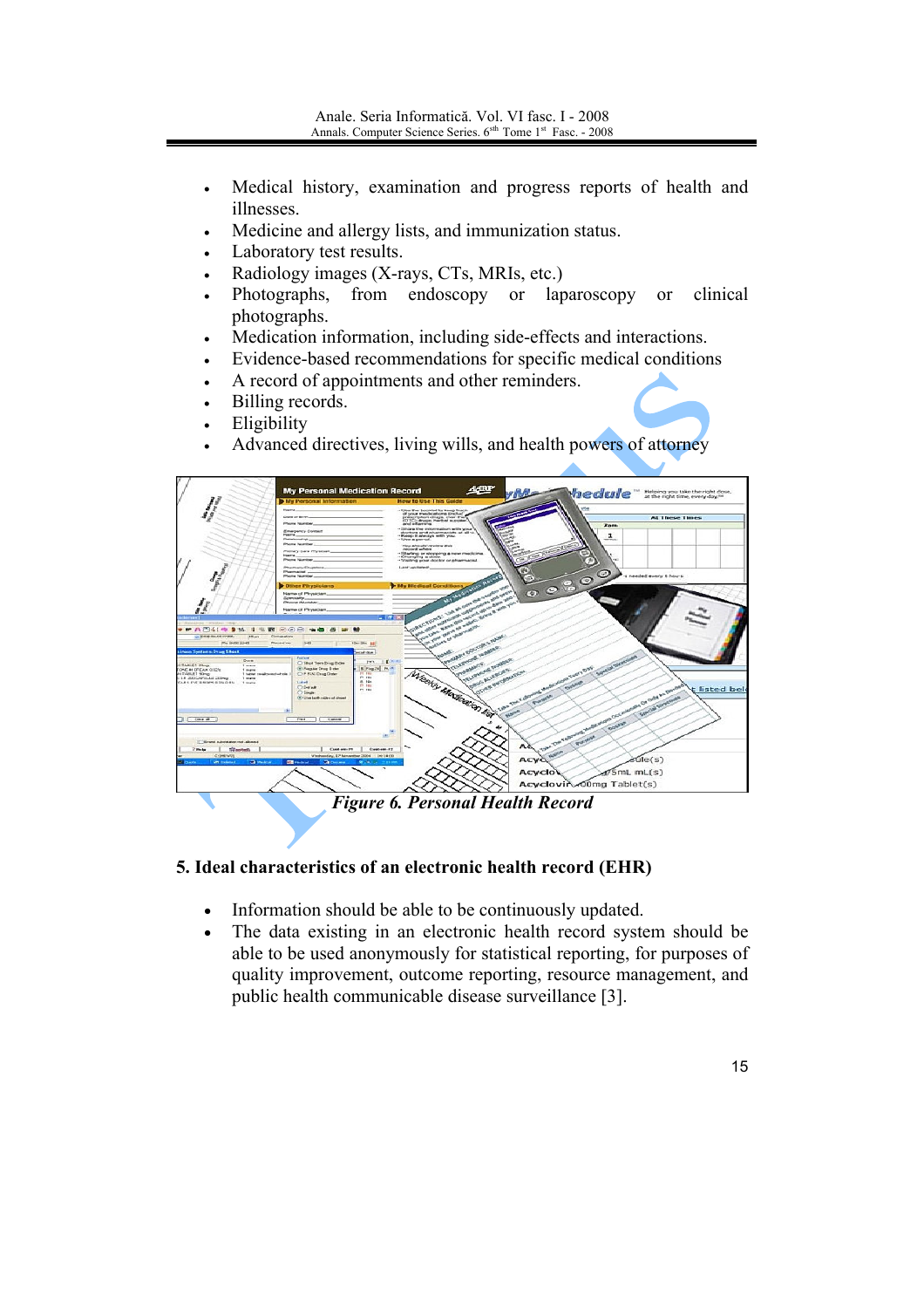- Medical history, examination and progress reports of health and illnesses.
- Medicine and allergy lists, and immunization status.
- Laboratory test results.
- Radiology images (X-rays, CTs, MRIs, etc.)
- Photographs, from endoscopy or laparoscopy or clinical photographs.
- Medication information, including side-effects and interactions.
- Evidence-based recommendations for specific medical conditions
- A record of appointments and other reminders.
- Billing records.
- Eligibility
- Advanced directives, living wills, and health powers of attorney

*Figure 6. Personal Health Record*

## 5. Ideal characteristics of an electronic health record (EHR)

- Information should be able to be continuously updated.
- The data existing in an electronic health record system should be able to be used anonymously for statistical reporting, for purposes of quality improvement, outcome reporting, resource management, and public health communicable disease surveillance [3].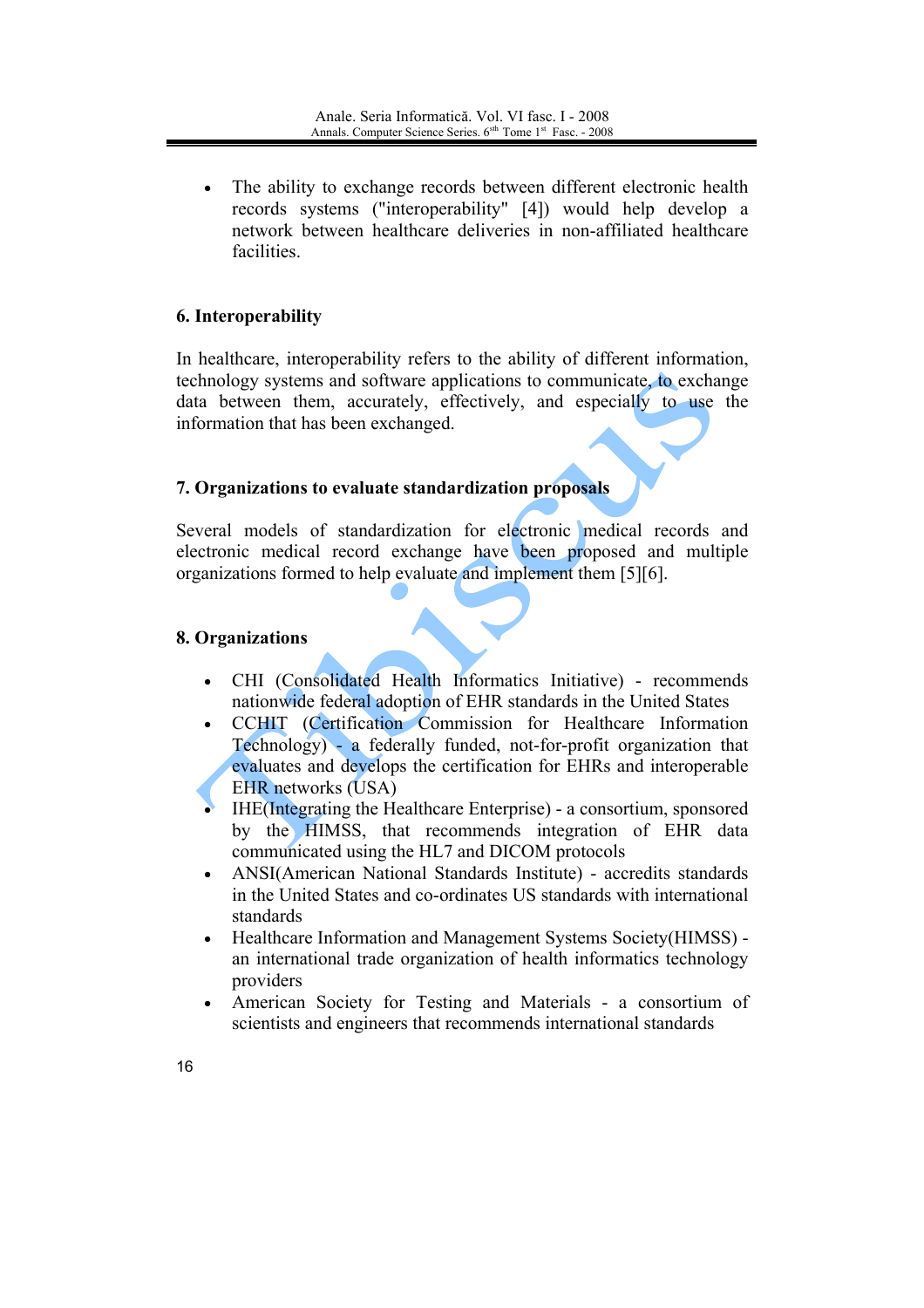- The ability to exchange records between different electronic health records systems ("interoperability" [4]) would help develop a network between healthcare deliveries in non-affiliated healthcare facilities.

## 6. Interoperability

In healthcare, interoperability refers to the ability of different information, technology systems and software applications to communicate, to exchange data between them, accurately, effectively, and especially to use the information that has been exchanged.

## 7. Organizations to evaluate standardization proposals

Several models of standardization for electronic medical records and electronic medical record exchange have been proposed and multiple organizations formed to help evaluate and implement them [5][6].

## 8. Organizations

- CHI (Consolidated Health Informatics Initiative) - recommends nationwide federal adoption of EHR standards in the United States
- CCHIT (Certification Commission for Healthcare Information Technology) - a federally funded, not-for-profit organization that evaluates and develops the certification for EHRs and interoperable EHR networks (USA)
- IHE(Integrating the Healthcare Enterprise) - a consortium, sponsored by the HIMSS, that recommends integration of EHR data communicated using the HL7 and DICOM protocols
- ANSI(American National Standards Institute) - accredits standards in the United States and co-ordinates US standards with international standards
- Healthcare Information and Management Systems Society(HIMSS) - an international trade organization of health informatics technology providers
- American Society for Testing and Materials - a consortium of scientists and engineers that recommends international standards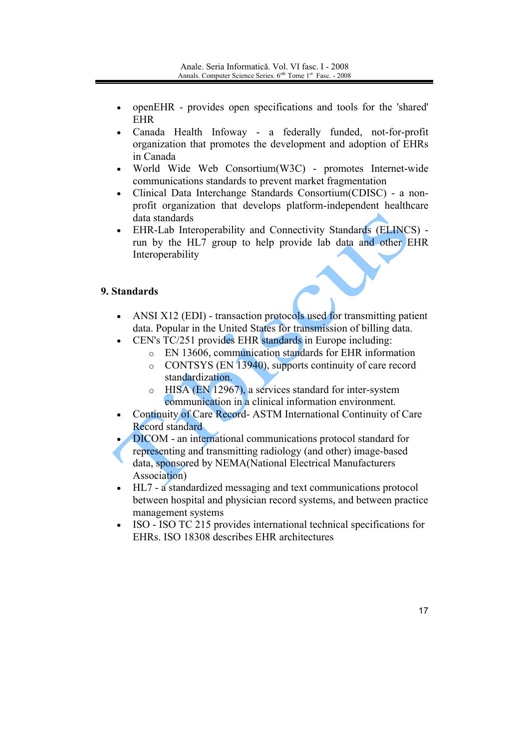- openEHR - provides open specifications and tools for the 'shared' EHR
- Canada Health Infoway - a federally funded, not-for-profit organization that promotes the development and adoption of EHRs in Canada
- World Wide Web Consortium(W3C) - promotes Internet-wide communications standards to prevent market fragmentation
- Clinical Data Interchange Standards Consortium(CDISC) - a non-profit organization that develops platform-independent healthcare data standards
- EHR-Lab Interoperability and Connectivity Standards (ELINCS) - run by the HL7 group to help provide lab data and other EHR Interoperability

## 9. Standards

- ANSI X12 (EDI) - transaction protocols used for transmitting patient data. Popular in the United States for transmission of billing data.
- CEN's TC/251 provides EHR standards in Europe including:
    - EN 13606, communication standards for EHR information
    - CONTSYS (EN 13940), supports continuity of care record standardization.
    - HISA (EN 12967), a services standard for inter-system communication in a clinical information environment.
- Continuity of Care Record- ASTM International Continuity of Care Record standard
- DICOM - an international communications protocol standard for representing and transmitting radiology (and other) image-based data, sponsored by NEMA(National Electrical Manufacturers Association)
- HL7 - a standardized messaging and text communications protocol between hospital and physician record systems, and between practice management systems
- ISO - ISO TC 215 provides international technical specifications for EHRs. ISO 18308 describes EHR architectures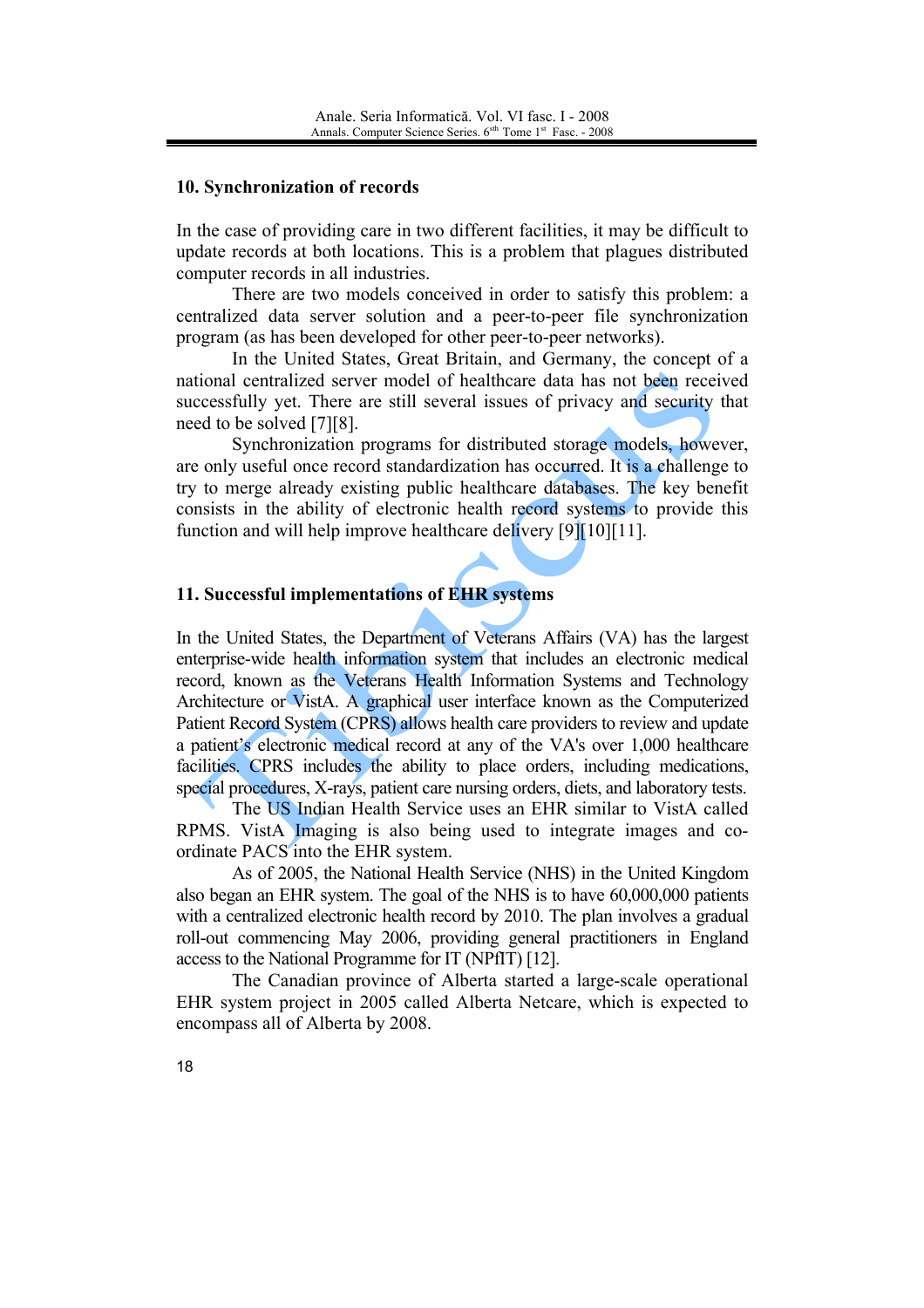## 10. Synchronization of records

In the case of providing care in two different facilities, it may be difficult to update records at both locations. This is a problem that plagues distributed computer records in all industries.

There are two models conceived in order to satisfy this problem: a centralized data server solution and a peer-to-peer file synchronization program (as has been developed for other peer-to-peer networks).

In the United States, Great Britain, and Germany, the concept of a national centralized server model of healthcare data has not been received successfully yet. There are still several issues of privacy and security that need to be solved [7][8].

Synchronization programs for distributed storage models, however, are only useful once record standardization has occurred. It is a challenge to try to merge already existing public healthcare databases. The key benefit consists in the ability of electronic health record systems to provide this function and will help improve healthcare delivery [9][10][11].

## 11. Successful implementations of EHR systems

In the United States, the Department of Veterans Affairs (VA) has the largest enterprise-wide health information system that includes an electronic medical record, known as the Veterans Health Information Systems and Technology Architecture or VistA. A graphical user interface known as the Computerized Patient Record System (CPRS) allows health care providers to review and update a patient's electronic medical record at any of the VA's over 1,000 healthcare facilities. CPRS includes the ability to place orders, including medications, special procedures, X-rays, patient care nursing orders, diets, and laboratory tests.

The US Indian Health Service uses an EHR similar to VistA called RPMS. VistA Imaging is also being used to integrate images and co-ordinate PACS into the EHR system.

As of 2005, the National Health Service (NHS) in the United Kingdom also began an EHR system. The goal of the NHS is to have 60,000,000 patients with a centralized electronic health record by 2010. The plan involves a gradual roll-out commencing May 2006, providing general practitioners in England access to the National Programme for IT (NPfIT) [12].

The Canadian province of Alberta started a large-scale operational EHR system project in 2005 called Alberta Netcare, which is expected to encompass all of Alberta by 2008.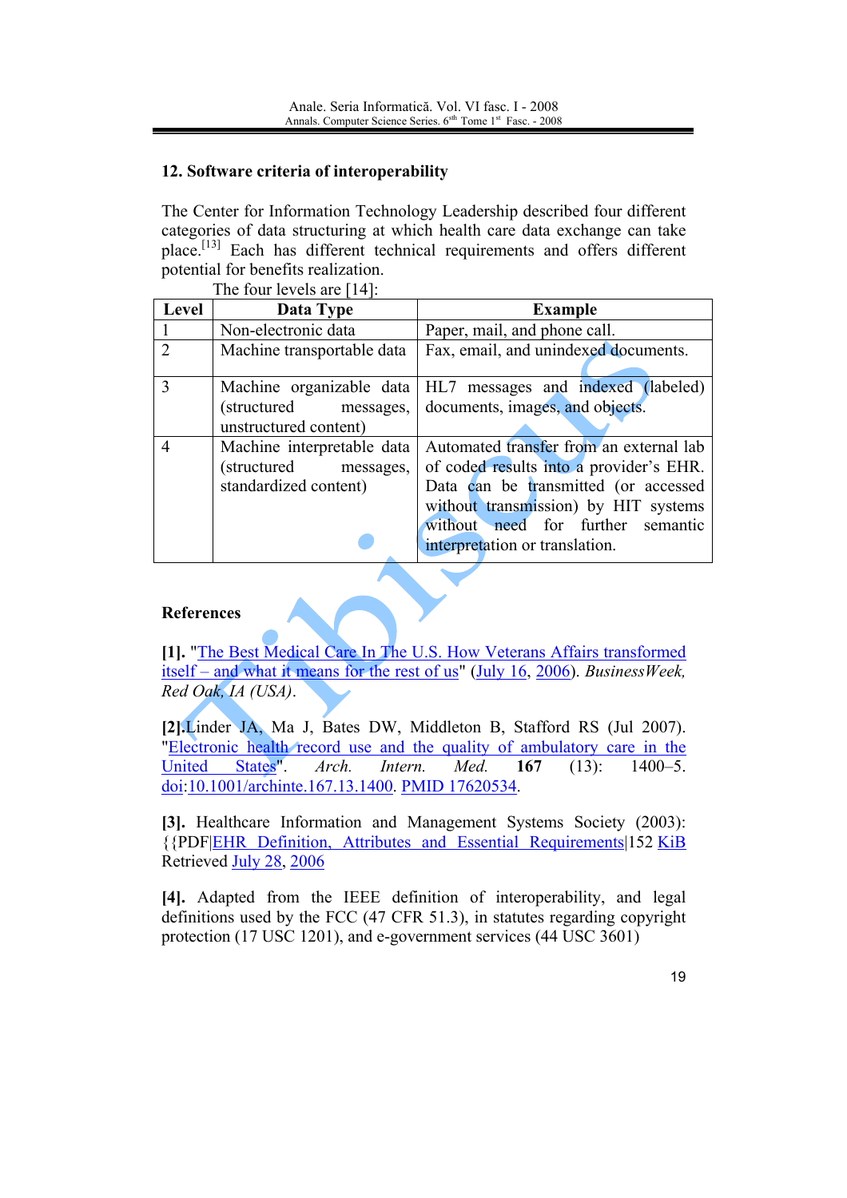## 12. Software criteria of interoperability

The Center for Information Technology Leadership described four different categories of data structuring at which health care data exchange can take place.[13] Each has different technical requirements and offers different potential for benefits realization.

The four levels are [14]:

| Level | Data Type | Example |
|---|---|---|
| 1 | Non-electronic data | Paper, mail, and phone call. |
| 2 | Machine transportable data | Fax, email, and unindexed documents. |
| 3 | Machine organizable data (structured messages, unstructured content) | HL7 messages and indexed (labeled) documents, images, and objects. |
| 4 | Machine interpretable data (structured messages, standardized content) | Automated transfer from an external lab of coded results into a provider's EHR. Data can be transmitted (or accessed without transmission) by HIT systems without need for further semantic interpretation or translation. |

### References

**[1].** "The Best Medical Care In The U.S. How Veterans Affairs transformed itself – and what it means for the rest of us" (July 16, 2006). *BusinessWeek, Red Oak, IA (USA)*.

**[2].**Linder JA, Ma J, Bates DW, Middleton B, Stafford RS (Jul 2007). "Electronic health record use and the quality of ambulatory care in the United States". *Arch. Intern. Med.* **167** (13): 1400–5. doi:10.1001/archinte.167.13.1400. PMID 17620534.

**[3].** Healthcare Information and Management Systems Society (2003): {{PDF|EHR Definition, Attributes and Essential Requirements|152 KiB Retrieved July 28, 2006

**[4].** Adapted from the IEEE definition of interoperability, and legal definitions used by the FCC (47 CFR 51.3), in statutes regarding copyright protection (17 USC 1201), and e-government services (44 USC 3601)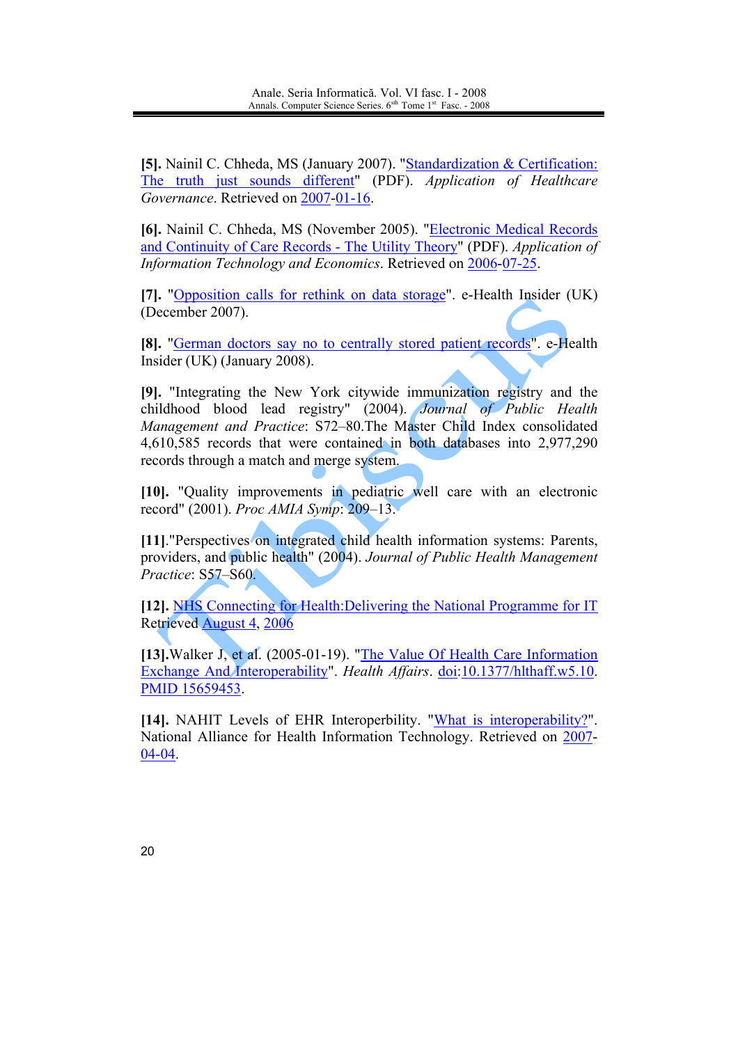**[5].** Nainil C. Chheda, MS (January 2007). "Standardization & Certification: The truth just sounds different" (PDF). *Application of Healthcare Governance*. Retrieved on 2007-01-16.

**[6].** Nainil C. Chheda, MS (November 2005). "Electronic Medical Records and Continuity of Care Records - The Utility Theory" (PDF). *Application of Information Technology and Economics*. Retrieved on 2006-07-25.

**[7].** "Opposition calls for rethink on data storage". e-Health Insider (UK) (December 2007).

**[8].** "German doctors say no to centrally stored patient records". e-Health Insider (UK) (January 2008).

**[9].** "Integrating the New York citywide immunization registry and the childhood blood lead registry" (2004). *Journal of Public Health Management and Practice*: S72–80.The Master Child Index consolidated 4,610,585 records that were contained in both databases into 2,977,290 records through a match and merge system.

**[10].** "Quality improvements in pediatric well care with an electronic record" (2001). *Proc AMIA Symp*: 209–13.

**[11]**."Perspectives on integrated child health information systems: Parents, providers, and public health" (2004). *Journal of Public Health Management Practice*: S57–S60.

**[12].** NHS Connecting for Health:Delivering the National Programme for IT Retrieved August 4, 2006

**[13].**Walker J, et al. (2005-01-19). "The Value Of Health Care Information Exchange And Interoperability". *Health Affairs*. doi:10.1377/hlthaff.w5.10. PMID 15659453.

**[14].** NAHIT Levels of EHR Interoperbility. "What is interoperability?". National Alliance for Health Information Technology. Retrieved on 2007-04-04.